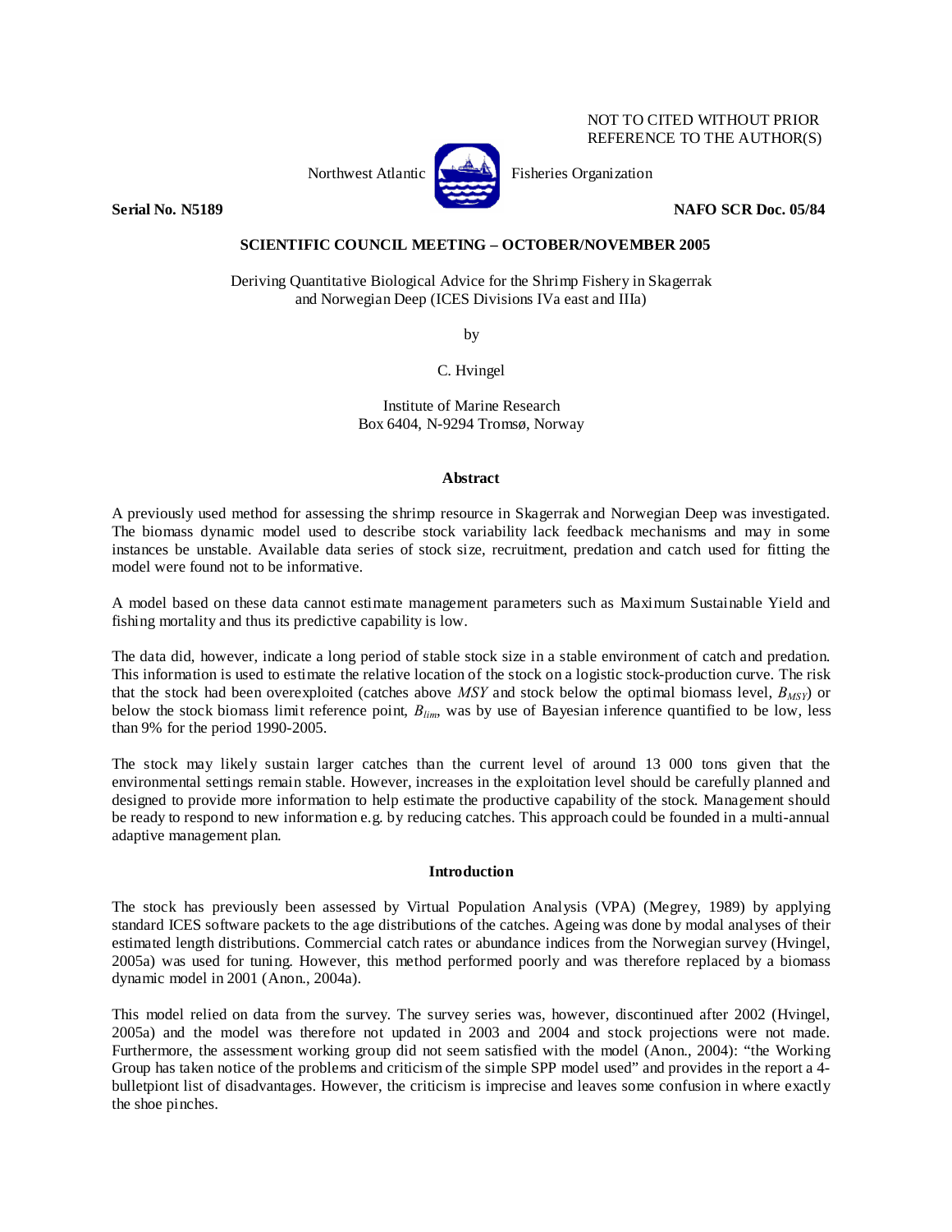NOT TO CITED WITHOUT PRIOR REFERENCE TO THE AUTHOR(S)

Northwest Atlantic Fisheries Organization

**Serial No. N5189** **NAFO SCR Doc. 05/84**

**SCIENTIFIC COUNCIL MEETING – OCTOBER/NOVEMBER 2005**

Deriving Quantitative Biological Advice for the Shrimp Fishery in Skagerrak and Norwegian Deep (ICES Divisions IVa east and IIIa)

by

C. Hvingel

Institute of Marine Research
Box 6404, N-9294 Tromsø, Norway

## Abstract

A previously used method for assessing the shrimp resource in Skagerrak and Norwegian Deep was investigated. The biomass dynamic model used to describe stock variability lack feedback mechanisms and may in some instances be unstable. Available data series of stock size, recruitment, predation and catch used for fitting the model were found not to be informative.

A model based on these data cannot estimate management parameters such as Maximum Sustainable Yield and fishing mortality and thus its predictive capability is low.

The data did, however, indicate a long period of stable stock size in a stable environment of catch and predation. This information is used to estimate the relative location of the stock on a logistic stock-production curve. The risk that the stock had been overexploited (catches above *MSY* and stock below the optimal biomass level, $B_{MSY}$) or below the stock biomass limit reference point, $B_{lim}$, was by use of Bayesian inference quantified to be low, less than 9% for the period 1990-2005.

The stock may likely sustain larger catches than the current level of around 13 000 tons given that the environmental settings remain stable. However, increases in the exploitation level should be carefully planned and designed to provide more information to help estimate the productive capability of the stock. Management should be ready to respond to new information e.g. by reducing catches. This approach could be founded in a multi-annual adaptive management plan.

## Introduction

The stock has previously been assessed by Virtual Population Analysis (VPA) (Megrey, 1989) by applying standard ICES software packets to the age distributions of the catches. Ageing was done by modal analyses of their estimated length distributions. Commercial catch rates or abundance indices from the Norwegian survey (Hvingel, 2005a) was used for tuning. However, this method performed poorly and was therefore replaced by a biomass dynamic model in 2001 (Anon., 2004a).

This model relied on data from the survey. The survey series was, however, discontinued after 2002 (Hvingel, 2005a) and the model was therefore not updated in 2003 and 2004 and stock projections were not made. Furthermore, the assessment working group did not seem satisfied with the model (Anon., 2004): "the Working Group has taken notice of the problems and criticism of the simple SPP model used" and provides in the report a 4-bulletpiont list of disadvantages. However, the criticism is imprecise and leaves some confusion in where exactly the shoe pinches.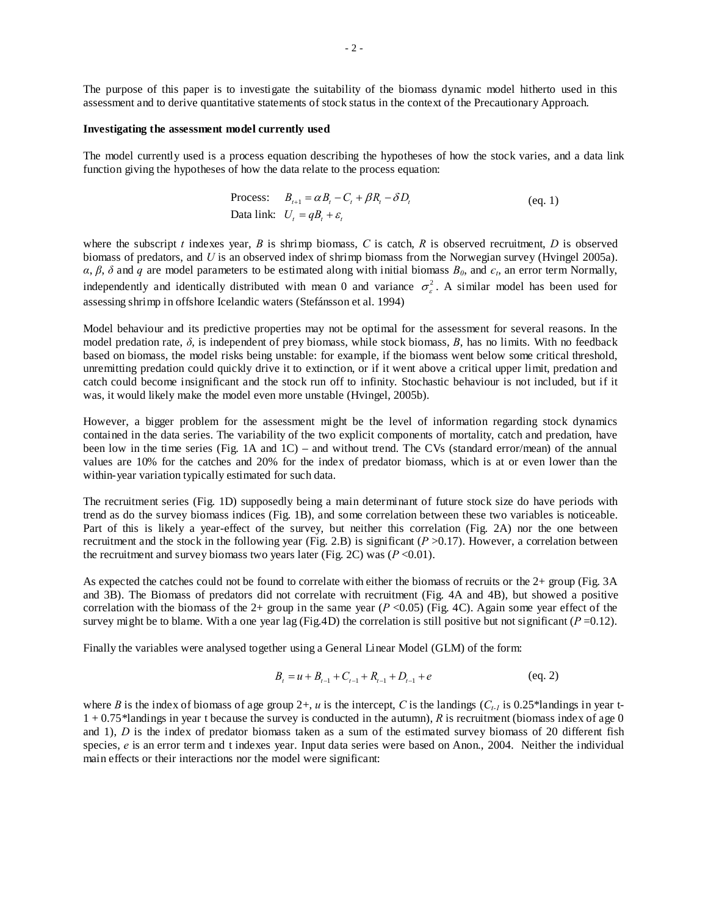The purpose of this paper is to investigate the suitability of the biomass dynamic model hitherto used in this assessment and to derive quantitative statements of stock status in the context of the Precautionary Approach.

**Investigating the assessment model currently used**

The model currently used is a process equation describing the hypotheses of how the stock varies, and a data link function giving the hypotheses of how the data relate to the process equation:

$$\begin{aligned} &\text{Process:} \quad B_{t+1} = \alpha B_t - C_t + \beta R_t - \delta D_t \\ &\text{Data link:} \quad U_t = qB_t + \varepsilon_t \end{aligned} \qquad \text{(eq. 1)}$$

where the subscript $t$ indexes year, $B$ is shrimp biomass, $C$ is catch, $R$ is observed recruitment, $D$ is observed biomass of predators, and $U$ is an observed index of shrimp biomass from the Norwegian survey (Hvingel 2005a). $\alpha$, $\beta$, $\delta$ and $q$ are model parameters to be estimated along with initial biomass $B_0$, and $\epsilon_t$, an error term Normally, independently and identically distributed with mean 0 and variance $\sigma_\varepsilon^2$. A similar model has been used for assessing shrimp in offshore Icelandic waters (Stefánsson et al. 1994)

Model behaviour and its predictive properties may not be optimal for the assessment for several reasons. In the model predation rate, $\delta$, is independent of prey biomass, while stock biomass, $B$, has no limits. With no feedback based on biomass, the model risks being unstable: for example, if the biomass went below some critical threshold, unremitting predation could quickly drive it to extinction, or if it went above a critical upper limit, predation and catch could become insignificant and the stock run off to infinity. Stochastic behaviour is not included, but if it was, it would likely make the model even more unstable (Hvingel, 2005b).

However, a bigger problem for the assessment might be the level of information regarding stock dynamics contained in the data series. The variability of the two explicit components of mortality, catch and predation, have been low in the time series (Fig. 1A and 1C) – and without trend. The CVs (standard error/mean) of the annual values are 10% for the catches and 20% for the index of predator biomass, which is at or even lower than the within-year variation typically estimated for such data.

The recruitment series (Fig. 1D) supposedly being a main determinant of future stock size do have periods with trend as do the survey biomass indices (Fig. 1B), and some correlation between these two variables is noticeable. Part of this is likely a year-effect of the survey, but neither this correlation (Fig. 2A) nor the one between recruitment and the stock in the following year (Fig. 2.B) is significant ($P$ >0.17). However, a correlation between the recruitment and survey biomass two years later (Fig. 2C) was ($P$ <0.01).

As expected the catches could not be found to correlate with either the biomass of recruits or the 2+ group (Fig. 3A and 3B). The Biomass of predators did not correlate with recruitment (Fig. 4A and 4B), but showed a positive correlation with the biomass of the 2+ group in the same year ($P$ <0.05) (Fig. 4C). Again some year effect of the survey might be to blame. With a one year lag (Fig.4D) the correlation is still positive but not significant ($P$ =0.12).

Finally the variables were analysed together using a General Linear Model (GLM) of the form:

$$B_t = u + B_{t-1} + C_{t-1} + R_{t-1} + D_{t-1} + e \qquad \text{(eq. 2)}$$

where $B$ is the index of biomass of age group 2+, $u$ is the intercept, $C$ is the landings ($C_{t-1}$ is 0.25*landings in year t-1 + 0.75*landings in year t because the survey is conducted in the autumn), $R$ is recruitment (biomass index of age 0 and 1), $D$ is the index of predator biomass taken as a sum of the estimated survey biomass of 20 different fish species, $e$ is an error term and t indexes year. Input data series were based on Anon., 2004. Neither the individual main effects or their interactions nor the model were significant: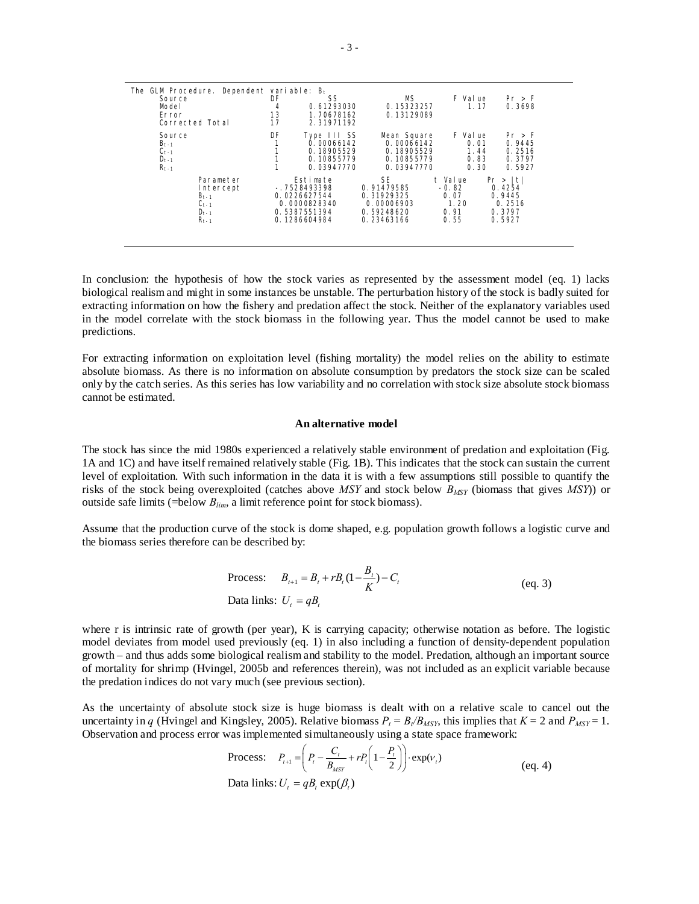The GLM Procedure. Dependent variable: $B_t$

| Source | DF | SS | MS | F Value | Pr > F |
|---|---|---|---|---|---|
| Model | 4 | 0.61293030 | 0.15323257 | 1.17 | 0.3698 |
| Error | 13 | 1.70678162 | 0.13129089 | | |
| Corrected Total | 17 | 2.31971192 | | | |

| Source | DF | Type III SS | Mean Square | F Value | Pr > F |
|---|---|---|---|---|---|
| $B_{t-1}$ | 1 | 0.00066142 | 0.00066142 | 0.01 | 0.9445 |
| $C_{t-1}$ | 1 | 0.18905529 | 0.18905529 | 1.44 | 0.2516 |
| $D_{t-1}$ | 1 | 0.10855779 | 0.10855779 | 0.83 | 0.3797 |
| $R_{t-1}$ | 1 | 0.03947770 | 0.03947770 | 0.30 | 0.5927 |

| Parameter | Estimate | SE | t Value | Pr > \|t\| |
|---|---|---|---|---|
| Intercept | -.7528493398 | 0.91479585 | -0.82 | 0.4254 |
| $B_{t-1}$ | 0.0226627544 | 0.31929325 | 0.07 | 0.9445 |
| $C_{t-1}$ | 0.0000828340 | 0.00006903 | 1.20 | 0.2516 |
| $D_{t-1}$ | 0.5387551394 | 0.59248620 | 0.91 | 0.3797 |
| $R_{t-1}$ | 0.1286604984 | 0.23463166 | 0.55 | 0.5927 |

In conclusion: the hypothesis of how the stock varies as represented by the assessment model (eq. 1) lacks biological realism and might in some instances be unstable. The perturbation history of the stock is badly suited for extracting information on how the fishery and predation affect the stock. Neither of the explanatory variables used in the model correlate with the stock biomass in the following year. Thus the model cannot be used to make predictions.

For extracting information on exploitation level (fishing mortality) the model relies on the ability to estimate absolute biomass. As there is no information on absolute consumption by predators the stock size can be scaled only by the catch series. As this series has low variability and no correlation with stock size absolute stock biomass cannot be estimated.

## An alternative model

The stock has since the mid 1980s experienced a relatively stable environment of predation and exploitation (Fig. 1A and 1C) and have itself remained relatively stable (Fig. 1B). This indicates that the stock can sustain the current level of exploitation. With such information in the data it is with a few assumptions still possible to quantify the risks of the stock being overexploited (catches above *MSY* and stock below $B_{MSY}$ (biomass that gives *MSY*)) or outside safe limits (=below $B_{lim}$, a limit reference point for stock biomass).

Assume that the production curve of the stock is dome shaped, e.g. population growth follows a logistic curve and the biomass series therefore can be described by:

$$\text{Process:} \quad B_{t+1} = B_t + rB_t(1 - \frac{B_t}{K}) - C_t \qquad \text{(eq. 3)}$$

$$\text{Data links: } U_t = qB_t$$

where r is intrinsic rate of growth (per year), K is carrying capacity; otherwise notation as before. The logistic model deviates from model used previously (eq. 1) in also including a function of density-dependent population growth – and thus adds some biological realism and stability to the model. Predation, although an important source of mortality for shrimp (Hvingel, 2005b and references therein), was not included as an explicit variable because the predation indices do not vary much (see previous section).

As the uncertainty of absolute stock size is huge biomass is dealt with on a relative scale to cancel out the uncertainty in $q$ (Hvingel and Kingsley, 2005). Relative biomass $P_t = B_t/B_{MSY}$, this implies that $K = 2$ and $P_{MSY} = 1$. Observation and process error was implemented simultaneously using a state space framework:

$$\text{Process:} \quad P_{t+1} = \left( P_t - \frac{C_t}{B_{MSY}} + rP_t\left(1 - \frac{P_t}{2}\right)\right) \cdot \exp(\nu_t) \qquad \text{(eq. 4)}$$

$$\text{Data links: } U_t = qB_t \exp(\beta_t)$$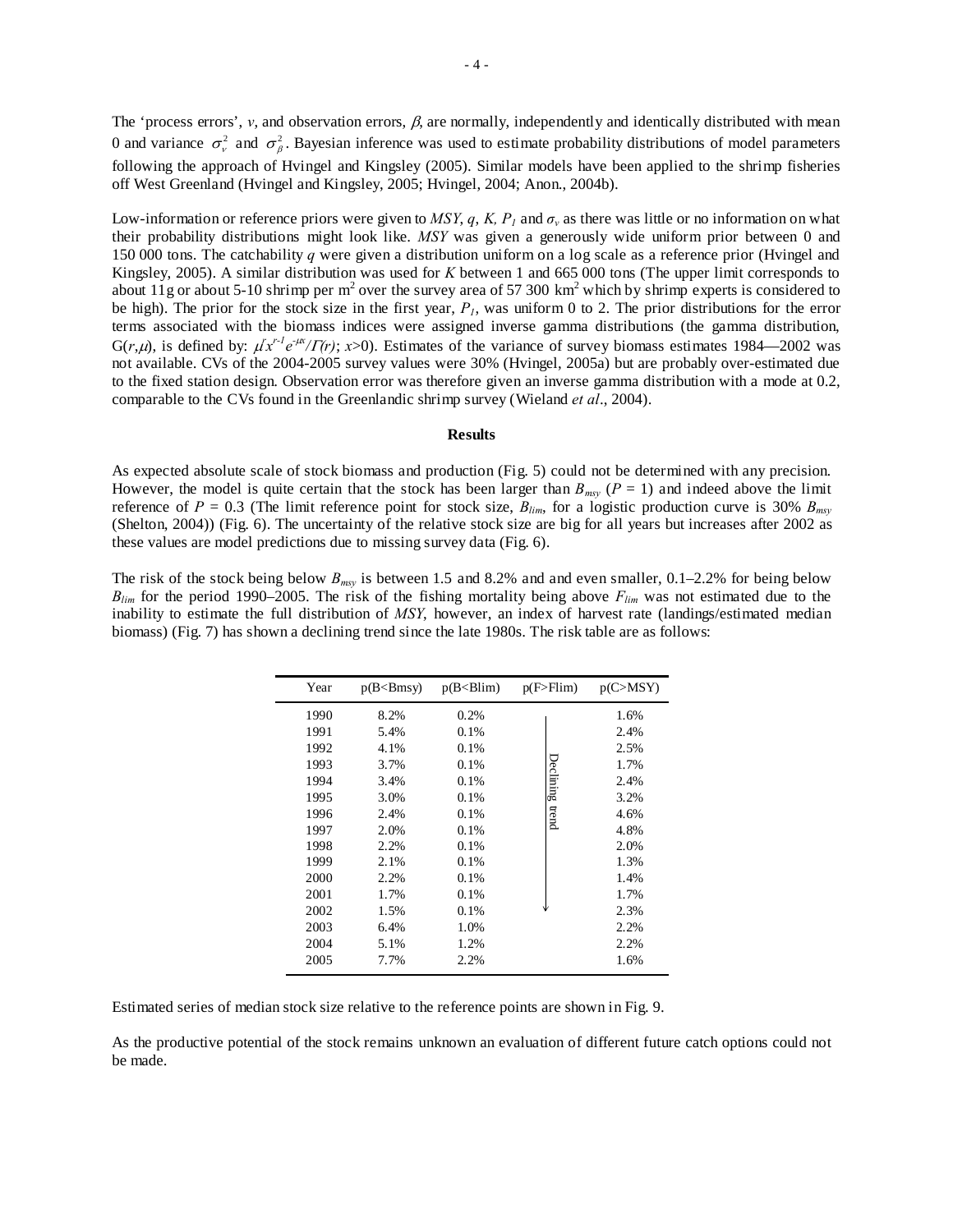The 'process errors', $v$, and observation errors, $\beta$, are normally, independently and identically distributed with mean 0 and variance $\sigma_v^2$ and $\sigma_\beta^2$. Bayesian inference was used to estimate probability distributions of model parameters following the approach of Hvingel and Kingsley (2005). Similar models have been applied to the shrimp fisheries off West Greenland (Hvingel and Kingsley, 2005; Hvingel, 2004; Anon., 2004b).

Low-information or reference priors were given to $MSY$, $q$, $K$, $P_1$ and $\sigma_v$ as there was little or no information on what their probability distributions might look like. $MSY$ was given a generously wide uniform prior between 0 and 150 000 tons. The catchability $q$ were given a distribution uniform on a log scale as a reference prior (Hvingel and Kingsley, 2005). A similar distribution was used for $K$ between 1 and 665 000 tons (The upper limit corresponds to about 11g or about 5-10 shrimp per m$^2$ over the survey area of 57 300 km$^2$ which by shrimp experts is considered to be high). The prior for the stock size in the first year, $P_1$, was uniform 0 to 2. The prior distributions for the error terms associated with the biomass indices were assigned inverse gamma distributions (the gamma distribution, $G(r,\mu)$, is defined by: $\mu^r x^{r-1} e^{-\mu x}/\Gamma(r)$; $x>0$). Estimates of the variance of survey biomass estimates 1984—2002 was not available. CVs of the 2004-2005 survey values were 30% (Hvingel, 2005a) but are probably over-estimated due to the fixed station design. Observation error was therefore given an inverse gamma distribution with a mode at 0.2, comparable to the CVs found in the Greenlandic shrimp survey (Wieland *et al*., 2004).

## Results

As expected absolute scale of stock biomass and production (Fig. 5) could not be determined with any precision. However, the model is quite certain that the stock has been larger than $B_{msy}$ ($P$ = 1) and indeed above the limit reference of $P$ = 0.3 (The limit reference point for stock size, $B_{lim}$, for a logistic production curve is 30% $B_{msy}$ (Shelton, 2004)) (Fig. 6). The uncertainty of the relative stock size are big for all years but increases after 2002 as these values are model predictions due to missing survey data (Fig. 6).

The risk of the stock being below $B_{msy}$ is between 1.5 and 8.2% and and even smaller, 0.1–2.2% for being below $B_{lim}$ for the period 1990–2005. The risk of the fishing mortality being above $F_{lim}$ was not estimated due to the inability to estimate the full distribution of $MSY$, however, an index of harvest rate (landings/estimated median biomass) (Fig. 7) has shown a declining trend since the late 1980s. The risk table are as follows:

| Year | p(B<Bmsy) | p(B<Blim) | p(F>Flim) | p(C>MSY) |
|---|---|---|---|---|
| 1990 | 8.2% | 0.2% | Declining trend (1990–2002) | 1.6% |
| 1991 | 5.4% | 0.1% | | 2.4% |
| 1992 | 4.1% | 0.1% | | 2.5% |
| 1993 | 3.7% | 0.1% | | 1.7% |
| 1994 | 3.4% | 0.1% | | 2.4% |
| 1995 | 3.0% | 0.1% | | 3.2% |
| 1996 | 2.4% | 0.1% | | 4.6% |
| 1997 | 2.0% | 0.1% | | 4.8% |
| 1998 | 2.2% | 0.1% | | 2.0% |
| 1999 | 2.1% | 0.1% | | 1.3% |
| 2000 | 2.2% | 0.1% | | 1.4% |
| 2001 | 1.7% | 0.1% | | 1.7% |
| 2002 | 1.5% | 0.1% | | 2.3% |
| 2003 | 6.4% | 1.0% | | 2.2% |
| 2004 | 5.1% | 1.2% | | 2.2% |
| 2005 | 7.7% | 2.2% | | 1.6% |

Estimated series of median stock size relative to the reference points are shown in Fig. 9.

As the productive potential of the stock remains unknown an evaluation of different future catch options could not be made.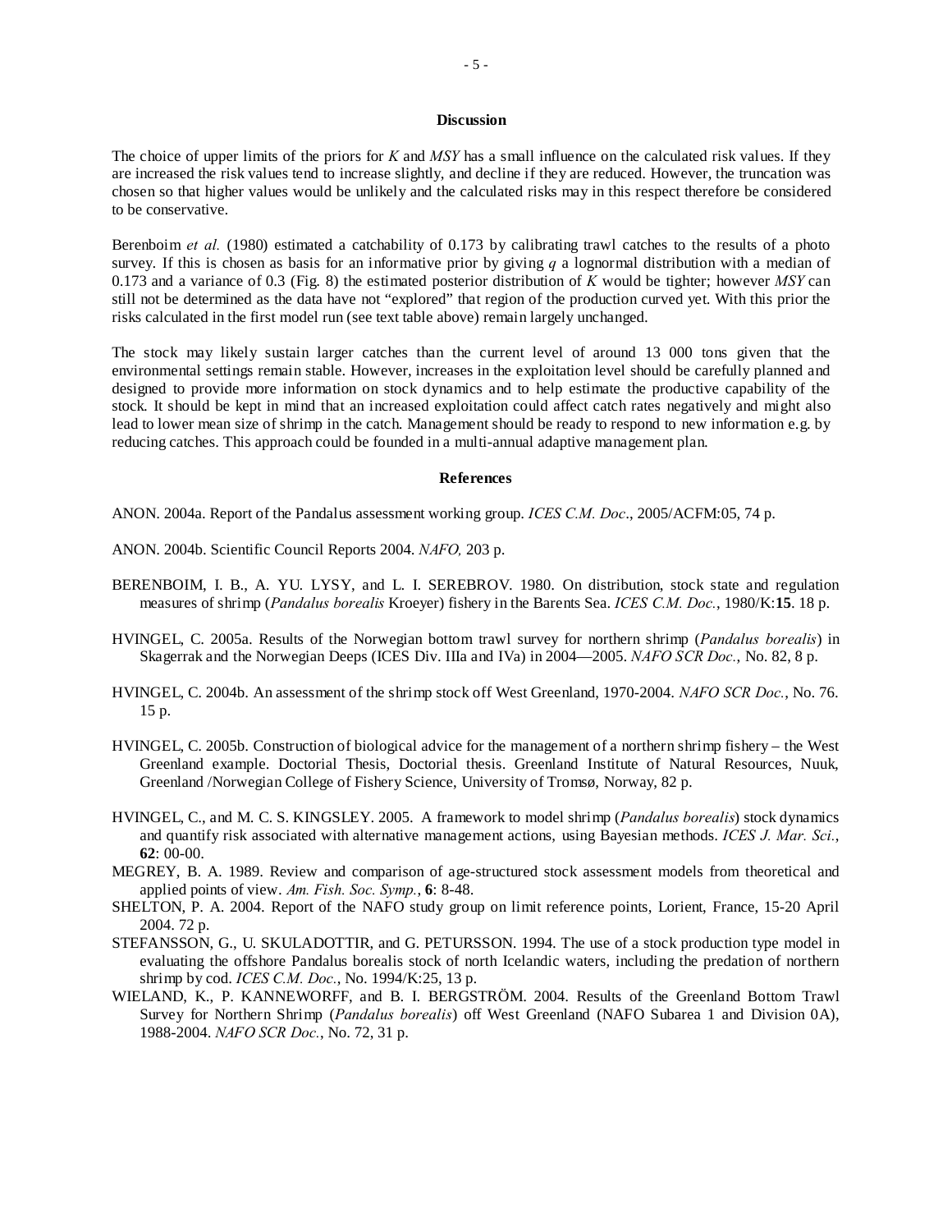## Discussion

The choice of upper limits of the priors for $K$ and $MSY$ has a small influence on the calculated risk values. If they are increased the risk values tend to increase slightly, and decline if they are reduced. However, the truncation was chosen so that higher values would be unlikely and the calculated risks may in this respect therefore be considered to be conservative.

Berenboim *et al.* (1980) estimated a catchability of 0.173 by calibrating trawl catches to the results of a photo survey. If this is chosen as basis for an informative prior by giving $q$ a lognormal distribution with a median of 0.173 and a variance of 0.3 (Fig. 8) the estimated posterior distribution of $K$ would be tighter; however $MSY$ can still not be determined as the data have not "explored" that region of the production curved yet. With this prior the risks calculated in the first model run (see text table above) remain largely unchanged.

The stock may likely sustain larger catches than the current level of around 13 000 tons given that the environmental settings remain stable. However, increases in the exploitation level should be carefully planned and designed to provide more information on stock dynamics and to help estimate the productive capability of the stock. It should be kept in mind that an increased exploitation could affect catch rates negatively and might also lead to lower mean size of shrimp in the catch. Management should be ready to respond to new information e.g. by reducing catches. This approach could be founded in a multi-annual adaptive management plan.

## References

ANON. 2004a. Report of the Pandalus assessment working group. *ICES C.M. Doc*., 2005/ACFM:05, 74 p.

ANON. 2004b. Scientific Council Reports 2004. *NAFO,* 203 p.

BERENBOIM, I. B., A. YU. LYSY, and L. I. SEREBROV. 1980. On distribution, stock state and regulation measures of shrimp (*Pandalus borealis* Kroeyer) fishery in the Barents Sea. *ICES C.M. Doc.*, 1980/K:**15**. 18 p.

HVINGEL, C. 2005a. Results of the Norwegian bottom trawl survey for northern shrimp (*Pandalus borealis*) in Skagerrak and the Norwegian Deeps (ICES Div. IIIa and IVa) in 2004—2005. *NAFO SCR Doc.*, No. 82, 8 p.

HVINGEL, C. 2004b. An assessment of the shrimp stock off West Greenland, 1970-2004. *NAFO SCR Doc.*, No. 76. 15 p.

HVINGEL, C. 2005b. Construction of biological advice for the management of a northern shrimp fishery – the West Greenland example. Doctorial Thesis, Doctorial thesis. Greenland Institute of Natural Resources, Nuuk, Greenland /Norwegian College of Fishery Science, University of Tromsø, Norway, 82 p.

HVINGEL, C., and M. C. S. KINGSLEY. 2005. A framework to model shrimp (*Pandalus borealis*) stock dynamics and quantify risk associated with alternative management actions, using Bayesian methods. *ICES J. Mar. Sci.*, **62**: 00-00.

MEGREY, B. A. 1989. Review and comparison of age-structured stock assessment models from theoretical and applied points of view. *Am. Fish. Soc. Symp.*, **6**: 8-48.

SHELTON, P. A. 2004. Report of the NAFO study group on limit reference points, Lorient, France, 15-20 April 2004. 72 p.

STEFANSSON, G., U. SKULADOTTIR, and G. PETURSSON. 1994. The use of a stock production type model in evaluating the offshore Pandalus borealis stock of north Icelandic waters, including the predation of northern shrimp by cod. *ICES C.M. Doc.*, No. 1994/K:25, 13 p.

WIELAND, K., P. KANNEWORFF, and B. I. BERGSTRÖM. 2004. Results of the Greenland Bottom Trawl Survey for Northern Shrimp (*Pandalus borealis*) off West Greenland (NAFO Subarea 1 and Division 0A), 1988-2004. *NAFO SCR Doc.*, No. 72, 31 p.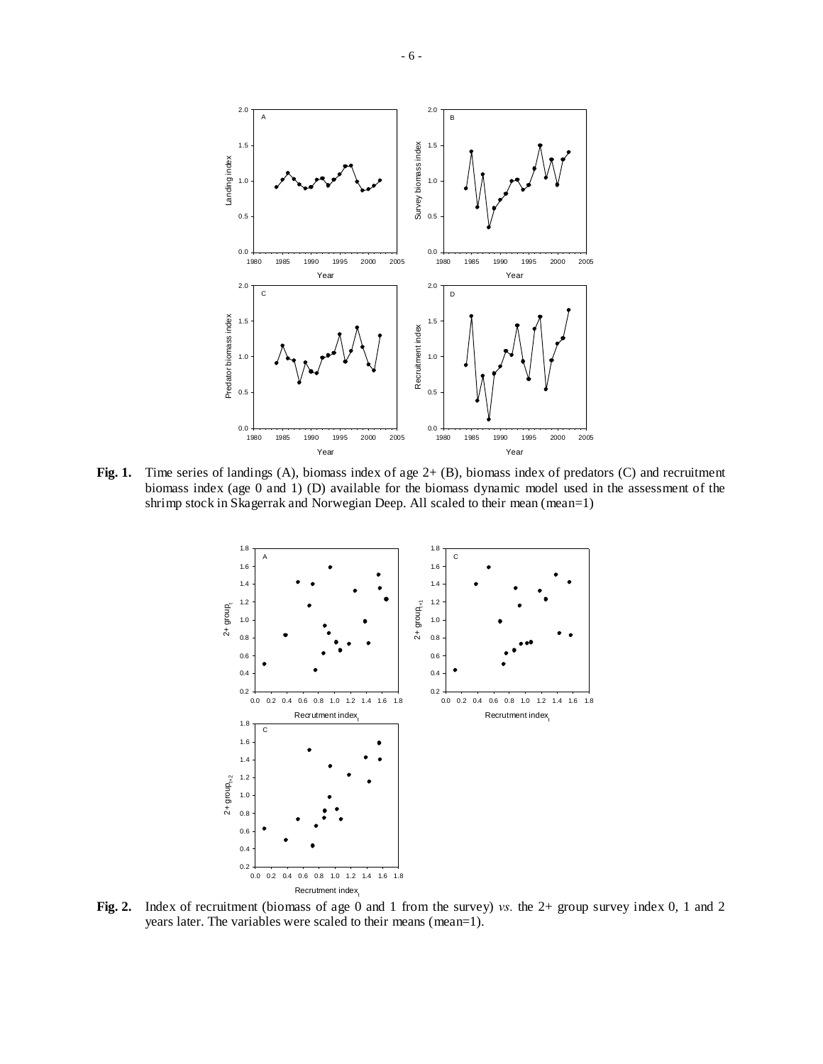**Fig. 1.** Time series of landings (A), biomass index of age 2+ (B), biomass index of predators (C) and recruitment biomass index (age 0 and 1) (D) available for the biomass dynamic model used in the assessment of the shrimp stock in Skagerrak and Norwegian Deep. All scaled to their mean (mean=1)

**Fig. 2.** Index of recruitment (biomass of age 0 and 1 from the survey) *vs.* the 2+ group survey index 0, 1 and 2 years later. The variables were scaled to their means (mean=1).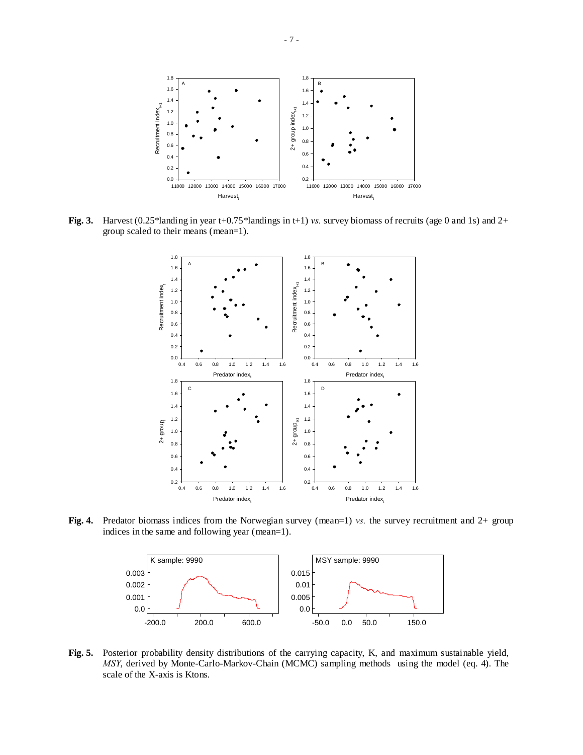**Fig. 3.** Harvest (0.25*landing in year t+0.75*landings in t+1) *vs.* survey biomass of recruits (age 0 and 1s) and 2+ group scaled to their means (mean=1).

**Fig. 4.** Predator biomass indices from the Norwegian survey (mean=1) *vs.* the survey recruitment and 2+ group indices in the same and following year (mean=1).

**Fig. 5.** Posterior probability density distributions of the carrying capacity, K, and maximum sustainable yield, *MSY*, derived by Monte-Carlo-Markov-Chain (MCMC) sampling methods using the model (eq. 4). The scale of the X-axis is Ktons.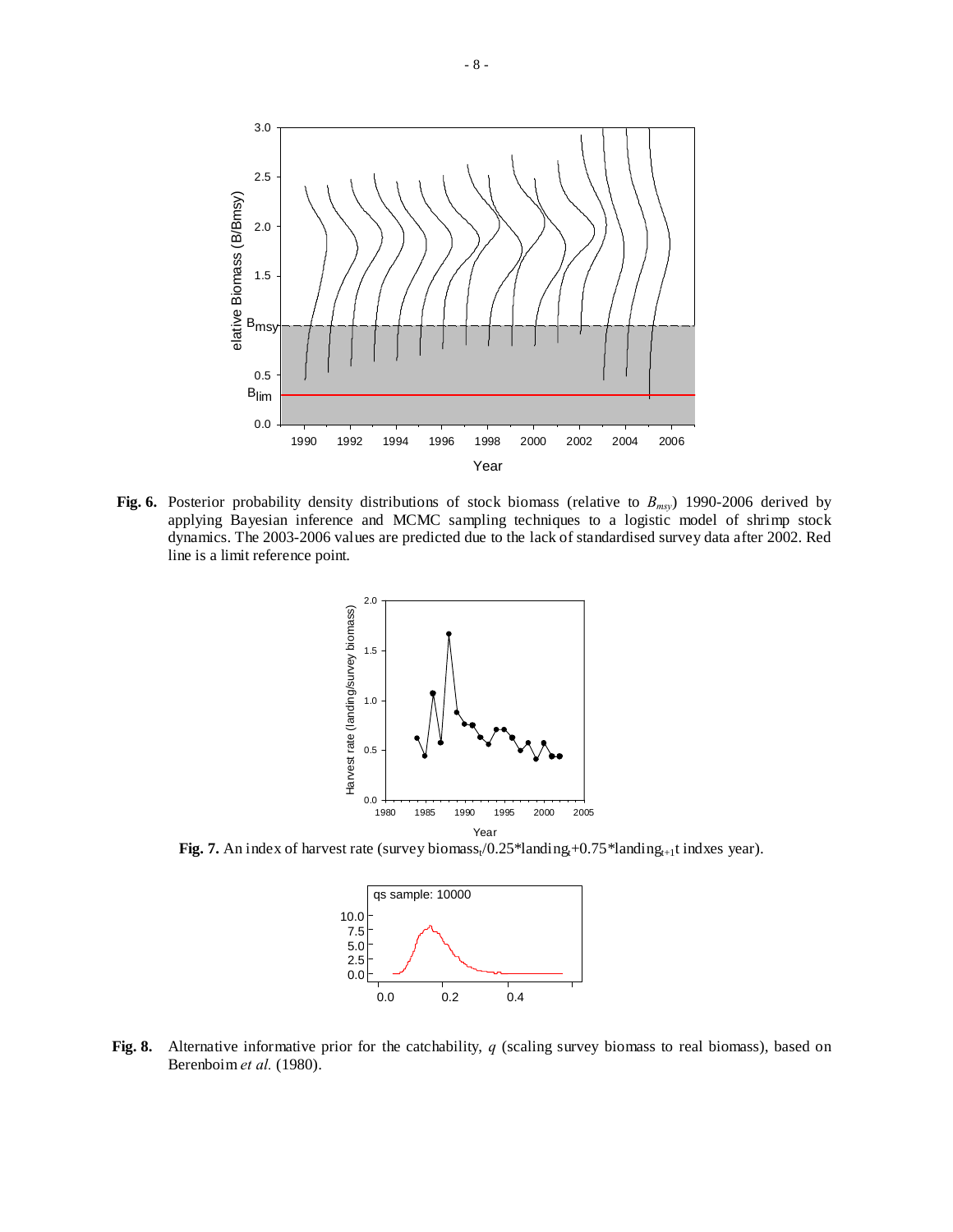**Fig. 6.** Posterior probability density distributions of stock biomass (relative to $B_{msy}$) 1990-2006 derived by applying Bayesian inference and MCMC sampling techniques to a logistic model of shrimp stock dynamics. The 2003-2006 values are predicted due to the lack of standardised survey data after 2002. Red line is a limit reference point.

**Fig. 7.** An index of harvest rate (survey biomass$_t$/0.25*landing$_t$+0.75*landing$_{t+1}$t indxes year).

**Fig. 8.** Alternative informative prior for the catchability, *q* (scaling survey biomass to real biomass), based on Berenboim *et al.* (1980).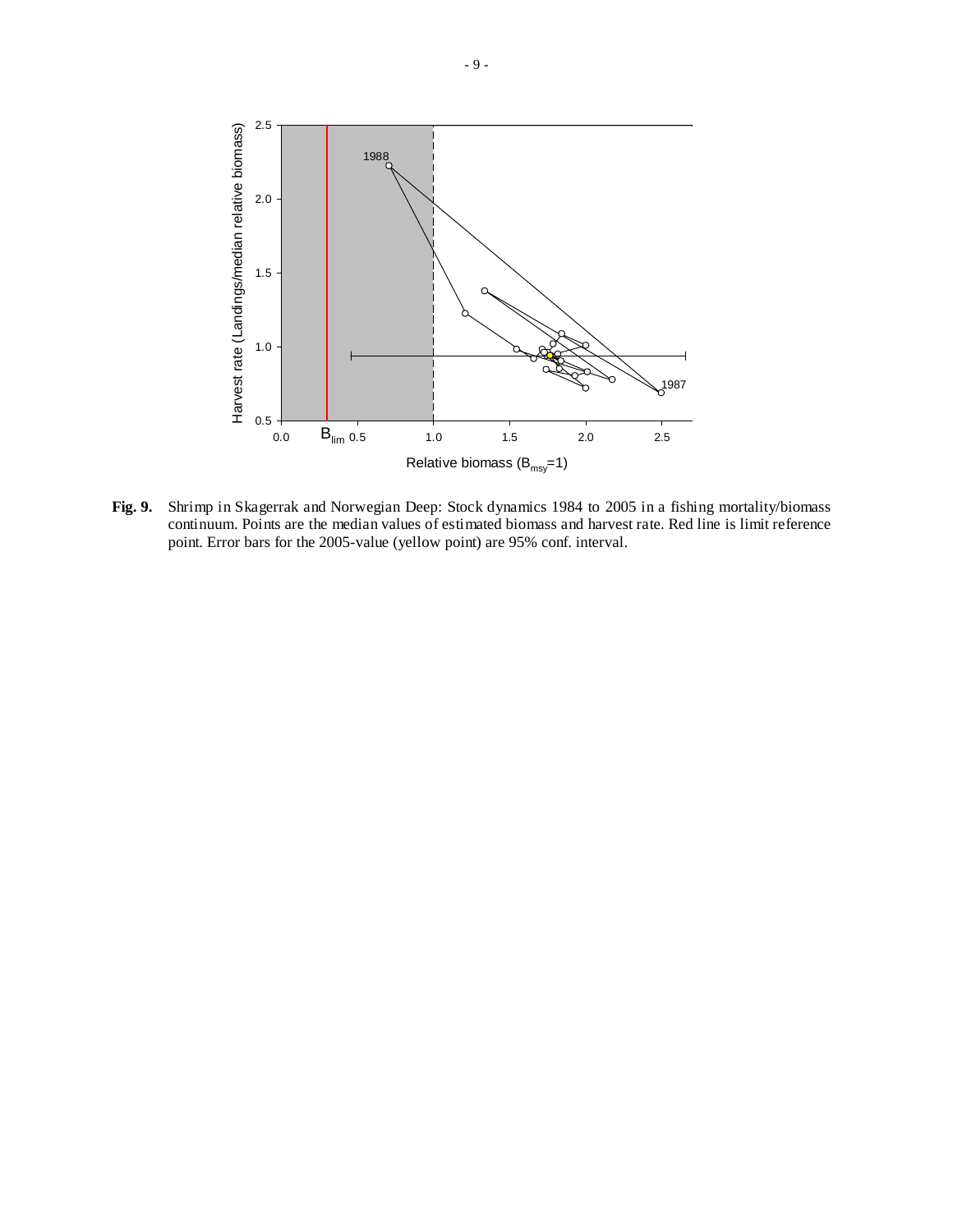2.5

2.0

1.5

1.0

0.5

Harvest rate (Landings/median relative biomass)

1988

1987

0.0 $B_{lim}$ 0.5 1.0 1.5 2.0 2.5

Relative biomass ($B_{msy}$=1)

**Fig. 9.** Shrimp in Skagerrak and Norwegian Deep: Stock dynamics 1984 to 2005 in a fishing mortality/biomass continuum. Points are the median values of estimated biomass and harvest rate. Red line is limit reference point. Error bars for the 2005-value (yellow point) are 95% conf. interval.